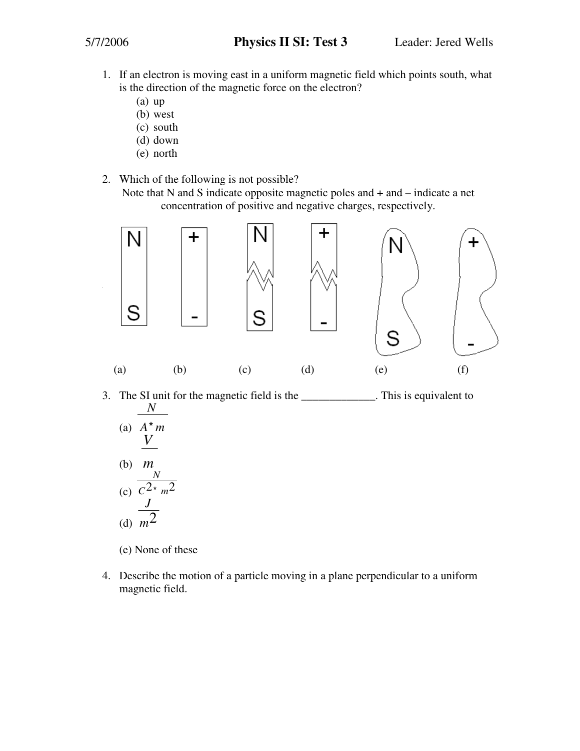# Physics II SI: Test 3

5/7/2006 | Leader: Jered Wells

1. If an electron is moving east in a uniform magnetic field which points south, what is the direction of the magnetic force on the electron?
   - (a) up
   - (b) west
   - (c) south
   - (d) down
   - (e) north

2. Which of the following is not possible?
   Note that N and S indicate opposite magnetic poles and + and – indicate a net concentration of positive and negative charges, respectively.

   N S &nbsp;&nbsp;&nbsp; + - &nbsp;&nbsp;&nbsp; N S &nbsp;&nbsp;&nbsp; + - &nbsp;&nbsp;&nbsp; N S &nbsp;&nbsp;&nbsp; + -

   (a) &nbsp;&nbsp;&nbsp; (b) &nbsp;&nbsp;&nbsp; (c) &nbsp;&nbsp;&nbsp; (d) &nbsp;&nbsp;&nbsp; (e) &nbsp;&nbsp;&nbsp; (f)

3. The SI unit for the magnetic field is the _____________. This is equivalent to
   - (a) $\frac{N}{A^{*}m}$
   - (b) $\frac{V}{m}$
   - (c) $\frac{N}{C^{2*}m^{2}}$
   - (d) $\frac{J}{m^{2}}$
   - (e) None of these

4. Describe the motion of a particle moving in a plane perpendicular to a uniform magnetic field.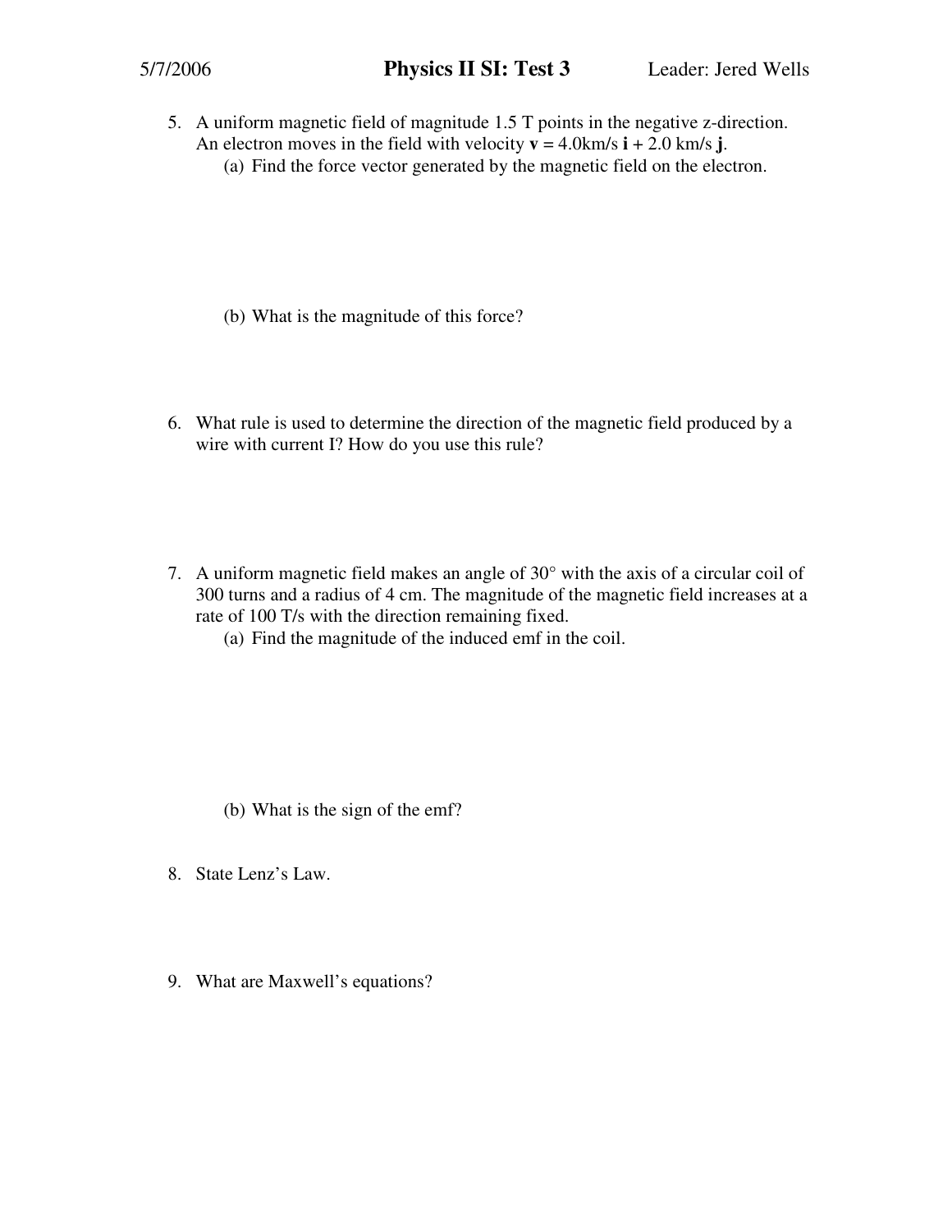5. A uniform magnetic field of magnitude 1.5 T points in the negative z-direction. An electron moves in the field with velocity **v** = 4.0km/s **i** + 2.0 km/s **j**.
   (a) Find the force vector generated by the magnetic field on the electron.

   (b) What is the magnitude of this force?

6. What rule is used to determine the direction of the magnetic field produced by a wire with current I? How do you use this rule?

7. A uniform magnetic field makes an angle of 30° with the axis of a circular coil of 300 turns and a radius of 4 cm. The magnitude of the magnetic field increases at a rate of 100 T/s with the direction remaining fixed.
   (a) Find the magnitude of the induced emf in the coil.

   (b) What is the sign of the emf?

8. State Lenz's Law.

9. What are Maxwell's equations?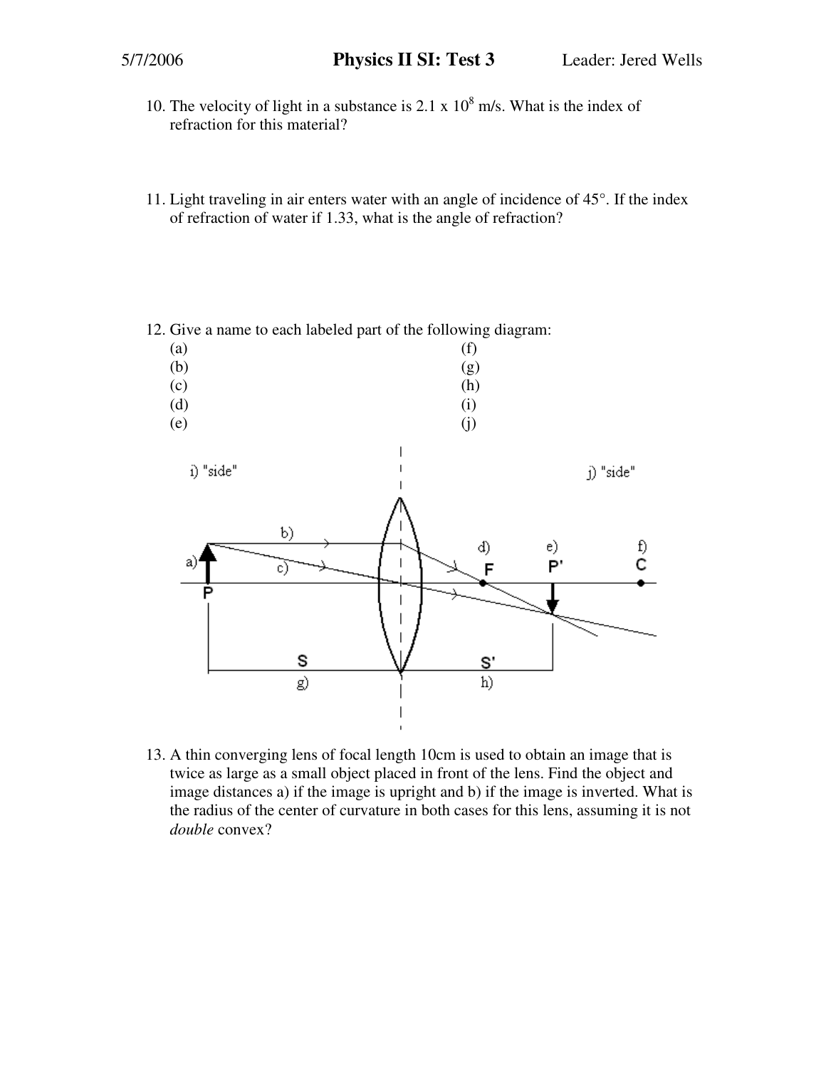10. The velocity of light in a substance is $2.1 \times 10^8$ m/s. What is the index of refraction for this material?

11. Light traveling in air enters water with an angle of incidence of 45°. If the index of refraction of water if 1.33, what is the angle of refraction?

12. Give a name to each labeled part of the following diagram:

(a)
(b)
(c)
(d)
(e)
(f)
(g)
(h)
(i)
(j)

i) "side"

j) "side"

b)

c)

a)

P

d) F

e) P'

f) C

S

g)

S'

h)

13. A thin converging lens of focal length 10cm is used to obtain an image that is twice as large as a small object placed in front of the lens. Find the object and image distances a) if the image is upright and b) if the image is inverted. What is the radius of the center of curvature in both cases for this lens, assuming it is not *double* convex?